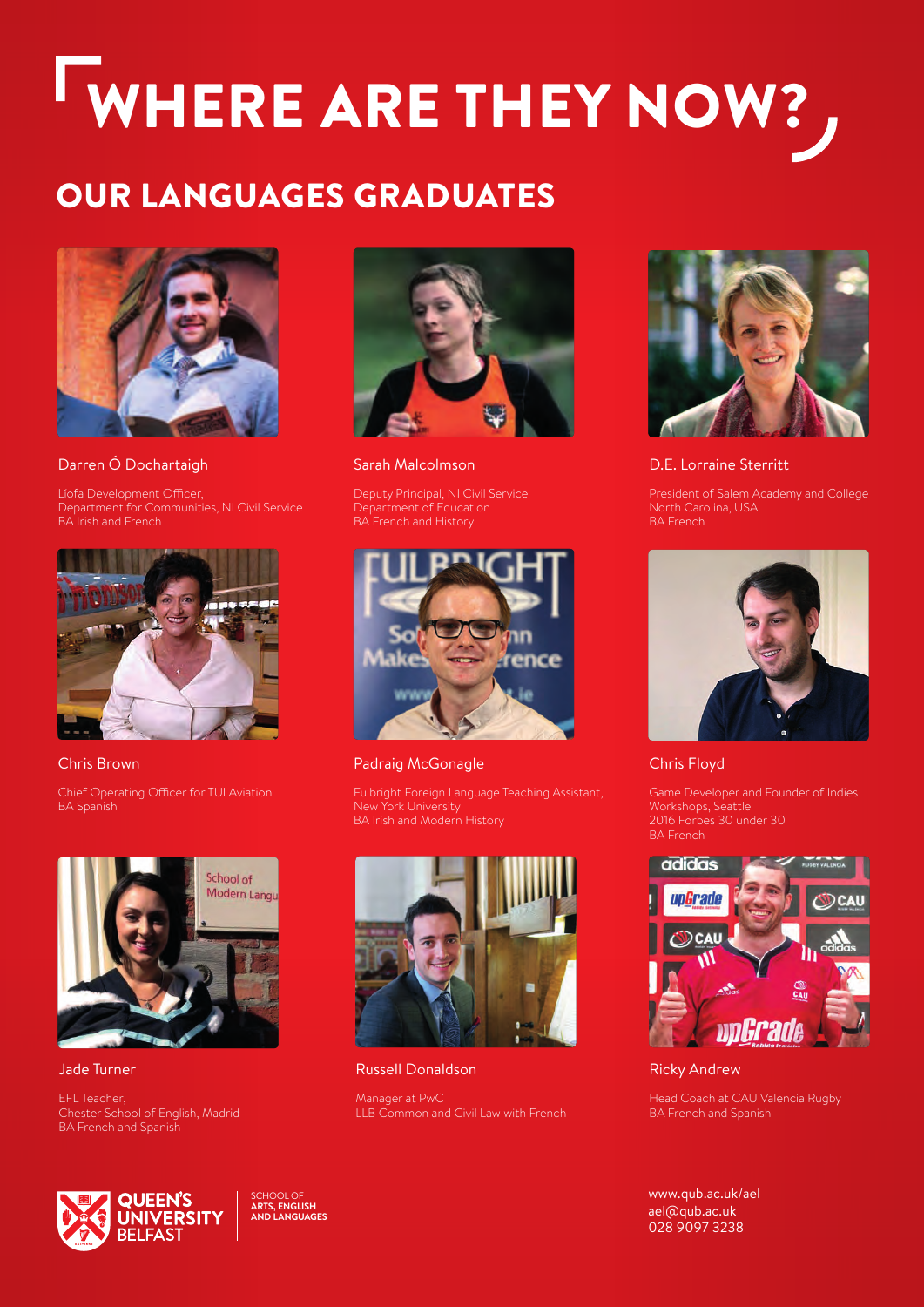# WHERE ARE THEY NOW?

## OUR LANGUAGES GRADUATES

**Darren Ó Dochartaigh**

Líofa Development Officer,
Department for Communities, NI Civil Service
BA Irish and French

**Sarah Malcolmson**

Deputy Principal, NI Civil Service
Department of Education
BA French and History

**D.E. Lorraine Sterritt**

President of Salem Academy and College
North Carolina, USA
BA French

**Chris Brown**

Chief Operating Officer for TUI Aviation
BA Spanish

**Padraig McGonagle**

Fulbright Foreign Language Teaching Assistant,
New York University
BA Irish and Modern History

**Chris Floyd**

Game Developer and Founder of Indies Workshops, Seattle
2016 Forbes 30 under 30
BA French

**Jade Turner**

EFL Teacher,
Chester School of English, Madrid
BA French and Spanish

**Russell Donaldson**

Manager at PwC
LLB Common and Civil Law with French

**Ricky Andrew**

Head Coach at CAU Valencia Rugby
BA French and Spanish

QUEEN'S UNIVERSITY BELFAST

SCHOOL OF ARTS, ENGLISH AND LANGUAGES

www.qub.ac.uk/ael
ael@qub.ac.uk
028 9097 3238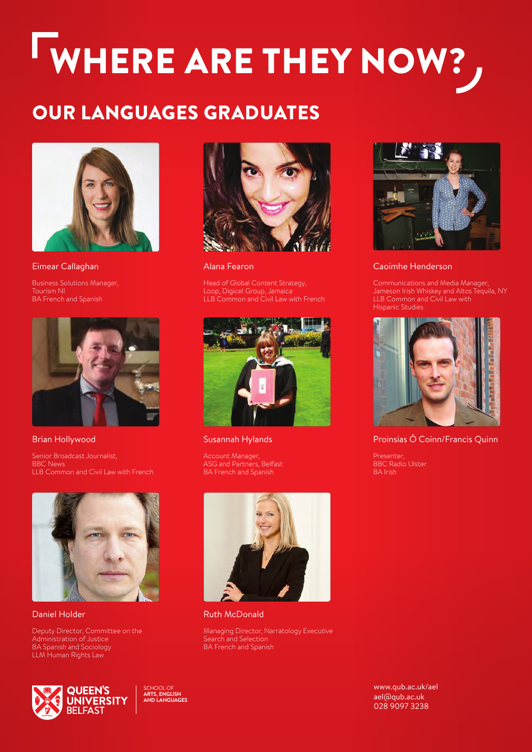# WHERE ARE THEY NOW?

## OUR LANGUAGES GRADUATES

**Eimear Callaghan**

Business Solutions Manager,
Tourism NI
BA French and Spanish

**Alana Fearon**

Head of Global Content Strategy,
Loop, Digicel Group, Jamaica
LLB Common and Civil Law with French

**Caoimhe Henderson**

Communications and Media Manager,
Jameson Irish Whiskey and Altos Tequila, NY
LLB Common and Civil Law with
Hispanic Studies

**Brian Hollywood**

Senior Broadcast Journalist,
BBC News
LLB Common and Civil Law with French

**Susannah Hylands**

Account Manager,
ASG and Partners, Belfast
BA French and Spanish

**Proinsias Ó Coinn/Francis Quinn**

Presenter,
BBC Radio Ulster
BA Irish

**Daniel Holder**

Deputy Director, Committee on the
Administration of Justice
BA Spanish and Sociology
LLM Human Rights Law

**Ruth McDonald**

Managing Director, Narratology Executive
Search and Selection
BA French and Spanish

QUEEN'S UNIVERSITY BELFAST | SCHOOL OF ARTS, ENGLISH AND LANGUAGES

www.qub.ac.uk/ael
ael@qub.ac.uk
028 9097 3238